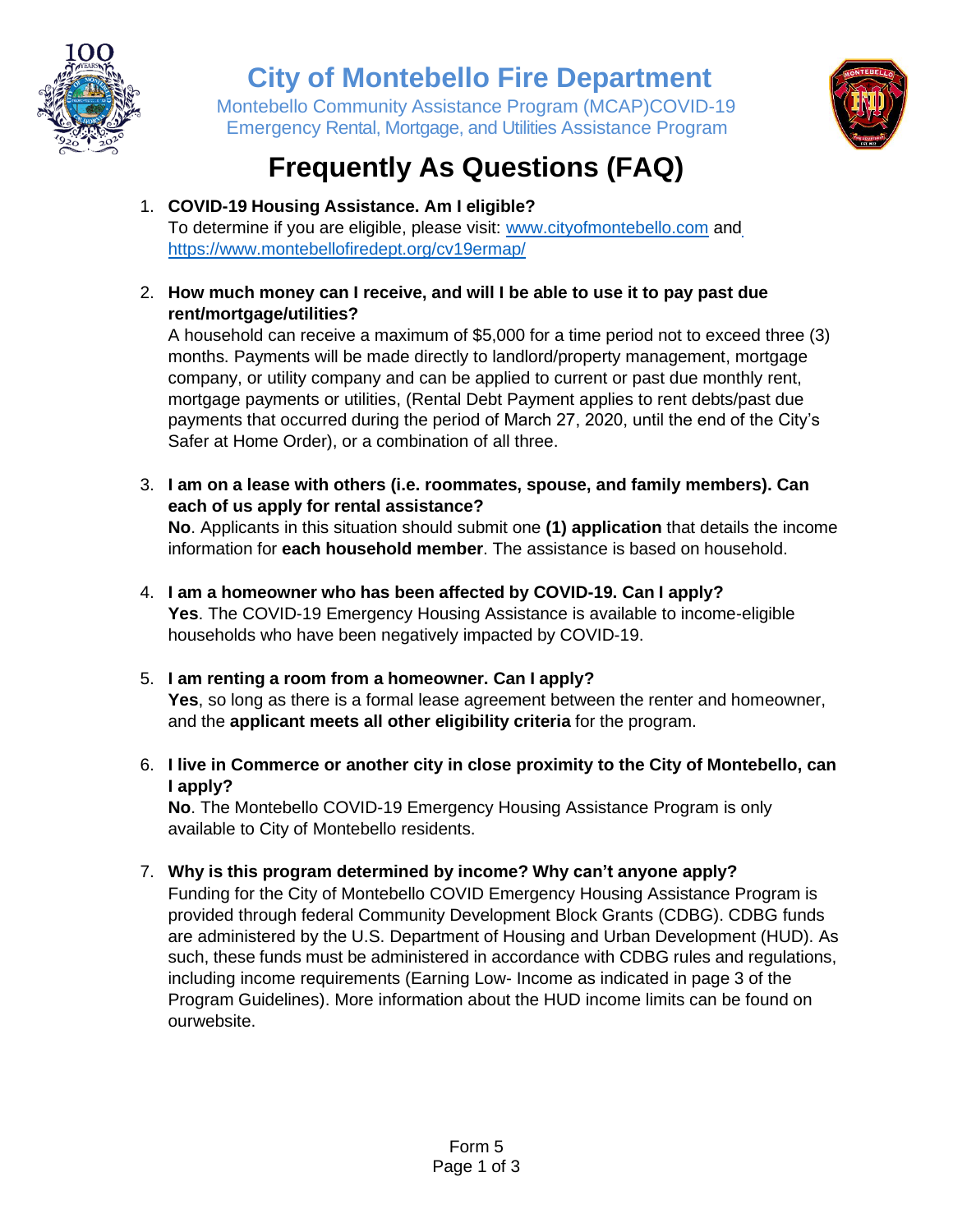# City of Montebello Fire Department

Montebello Community Assistance Program (MCAP)COVID-19
Emergency Rental, Mortgage, and Utilities Assistance Program

## Frequently As Questions (FAQ)

1. **COVID-19 Housing Assistance. Am I eligible?**
   To determine if you are eligible, please visit: www.cityofmontebello.com and https://www.montebellofiredept.org/cv19ermap/

2. **How much money can I receive, and will I be able to use it to pay past due rent/mortgage/utilities?**
   A household can receive a maximum of $5,000 for a time period not to exceed three (3) months. Payments will be made directly to landlord/property management, mortgage company, or utility company and can be applied to current or past due monthly rent, mortgage payments or utilities, (Rental Debt Payment applies to rent debts/past due payments that occurred during the period of March 27, 2020, until the end of the City's Safer at Home Order), or a combination of all three.

3. **I am on a lease with others (i.e. roommates, spouse, and family members). Can each of us apply for rental assistance?**
   **No**. Applicants in this situation should submit one **(1) application** that details the income information for **each household member**. The assistance is based on household.

4. **I am a homeowner who has been affected by COVID-19. Can I apply?**
   **Yes**. The COVID-19 Emergency Housing Assistance is available to income-eligible households who have been negatively impacted by COVID-19.

5. **I am renting a room from a homeowner. Can I apply?**
   **Yes**, so long as there is a formal lease agreement between the renter and homeowner, and the **applicant meets all other eligibility criteria** for the program.

6. **I live in Commerce or another city in close proximity to the City of Montebello, can I apply?**
   **No**. The Montebello COVID-19 Emergency Housing Assistance Program is only available to City of Montebello residents.

7. **Why is this program determined by income? Why can't anyone apply?**
   Funding for the City of Montebello COVID Emergency Housing Assistance Program is provided through federal Community Development Block Grants (CDBG). CDBG funds are administered by the U.S. Department of Housing and Urban Development (HUD). As such, these funds must be administered in accordance with CDBG rules and regulations, including income requirements (Earning Low- Income as indicated in page 3 of the Program Guidelines). More information about the HUD income limits can be found on ourwebsite.

Form 5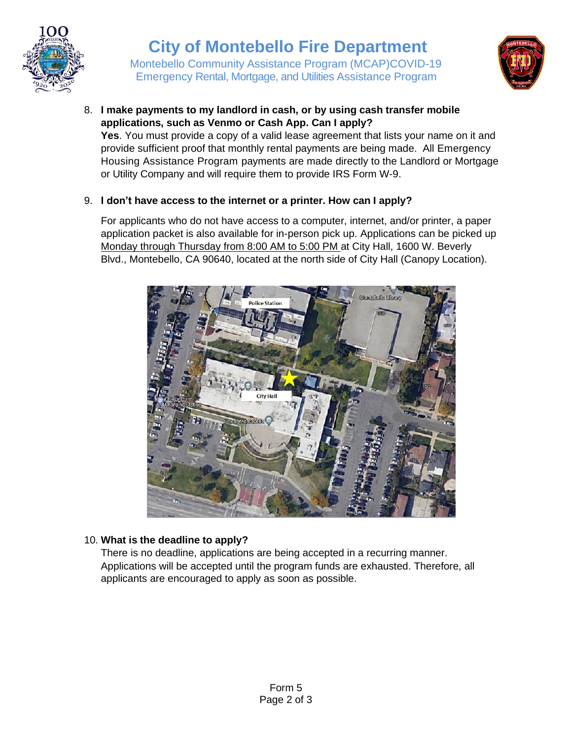8. **I make payments to my landlord in cash, or by using cash transfer mobile applications, such as Venmo or Cash App. Can I apply?**
   **Yes**. You must provide a copy of a valid lease agreement that lists your name on it and provide sufficient proof that monthly rental payments are being made. All Emergency Housing Assistance Program payments are made directly to the Landlord or Mortgage or Utility Company and will require them to provide IRS Form W-9.

9. **I don't have access to the internet or a printer. How can I apply?**

   For applicants who do not have access to a computer, internet, and/or printer, a paper application packet is also available for in-person pick up. Applications can be picked up <u>Monday through Thursday from 8:00 AM to 5:00 PM</u> at City Hall, 1600 W. Beverly Blvd., Montebello, CA 90640, located at the north side of City Hall (Canopy Location).

10. **What is the deadline to apply?**
    There is no deadline, applications are being accepted in a recurring manner. Applications will be accepted until the program funds are exhausted. Therefore, all applicants are encouraged to apply as soon as possible.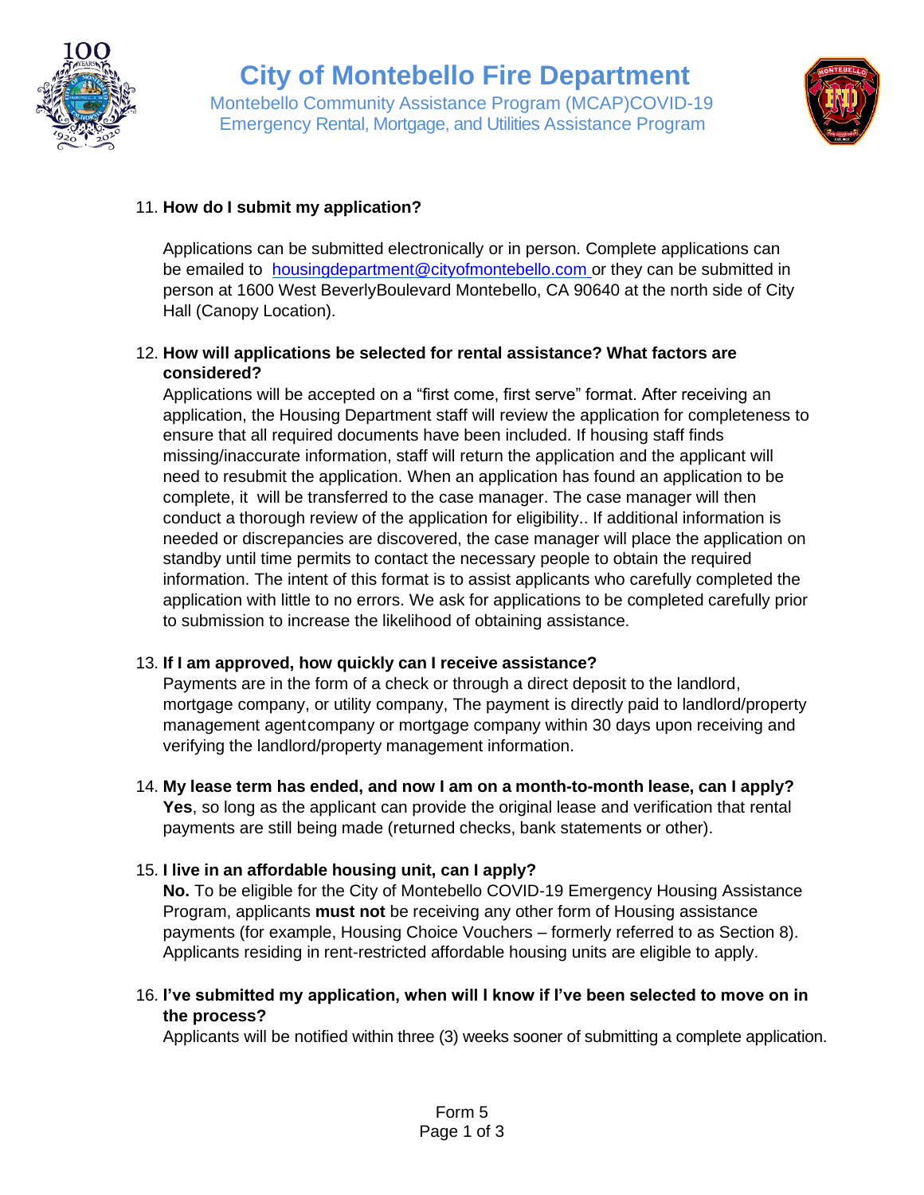# City of Montebello Fire Department

Montebello Community Assistance Program (MCAP)COVID-19
Emergency Rental, Mortgage, and Utilities Assistance Program

11. **How do I submit my application?**

    Applications can be submitted electronically or in person. Complete applications can be emailed to housingdepartment@cityofmontebello.com or they can be submitted in person at 1600 West BeverlyBoulevard Montebello, CA 90640 at the north side of City Hall (Canopy Location).

12. **How will applications be selected for rental assistance? What factors are considered?**
    Applications will be accepted on a "first come, first serve" format. After receiving an application, the Housing Department staff will review the application for completeness to ensure that all required documents have been included. If housing staff finds missing/inaccurate information, staff will return the application and the applicant will need to resubmit the application. When an application has found an application to be complete, it will be transferred to the case manager. The case manager will then conduct a thorough review of the application for eligibility.. If additional information is needed or discrepancies are discovered, the case manager will place the application on standby until time permits to contact the necessary people to obtain the required information. The intent of this format is to assist applicants who carefully completed the application with little to no errors. We ask for applications to be completed carefully prior to submission to increase the likelihood of obtaining assistance.

13. **If I am approved, how quickly can I receive assistance?**
    Payments are in the form of a check or through a direct deposit to the landlord, mortgage company, or utility company, The payment is directly paid to landlord/property management agentcompany or mortgage company within 30 days upon receiving and verifying the landlord/property management information.

14. **My lease term has ended, and now I am on a month-to-month lease, can I apply?**
    **Yes**, so long as the applicant can provide the original lease and verification that rental payments are still being made (returned checks, bank statements or other).

15. **I live in an affordable housing unit, can I apply?**
    **No.** To be eligible for the City of Montebello COVID-19 Emergency Housing Assistance Program, applicants **must not** be receiving any other form of Housing assistance payments (for example, Housing Choice Vouchers – formerly referred to as Section 8). Applicants residing in rent-restricted affordable housing units are eligible to apply.

16. **I've submitted my application, when will I know if I've been selected to move on in the process?**
    Applicants will be notified within three (3) weeks sooner of submitting a complete application.

Form 5